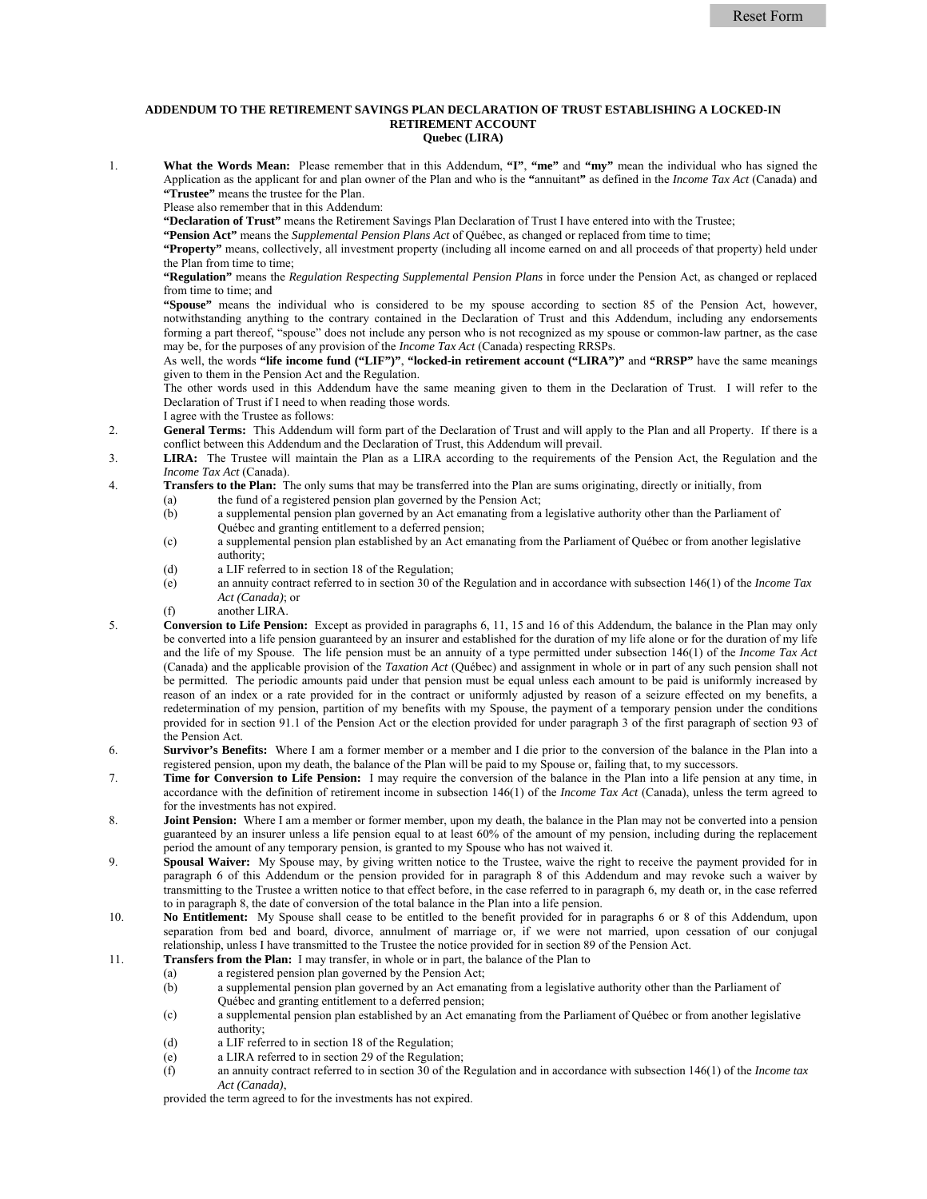# ADDENDUM TO THE RETIREMENT SAVINGS PLAN DECLARATION OF TRUST ESTABLISHING A LOCKED-IN RETIREMENT ACCOUNT

## Quebec (LIRA)

1. **What the Words Mean:** Please remember that in this Addendum, **"I"**, **"me"** and **"my"** mean the individual who has signed the Application as the applicant for and plan owner of the Plan and who is the **"**annuitant**"** as defined in the *Income Tax Act* (Canada) and **"Trustee"** means the trustee for the Plan.

   Please also remember that in this Addendum:

   **"Declaration of Trust"** means the Retirement Savings Plan Declaration of Trust I have entered into with the Trustee;

   **"Pension Act"** means the *Supplemental Pension Plans Act* of Québec, as changed or replaced from time to time;

   **"Property"** means, collectively, all investment property (including all income earned on and all proceeds of that property) held under the Plan from time to time;

   **"Regulation"** means the *Regulation Respecting Supplemental Pension Plans* in force under the Pension Act, as changed or replaced from time to time; and

   **"Spouse"** means the individual who is considered to be my spouse according to section 85 of the Pension Act, however, notwithstanding anything to the contrary contained in the Declaration of Trust and this Addendum, including any endorsements forming a part thereof, "spouse" does not include any person who is not recognized as my spouse or common-law partner, as the case may be, for the purposes of any provision of the *Income Tax Act* (Canada) respecting RRSPs.

   As well, the words **"life income fund ("LIF")"**, **"locked-in retirement account ("LIRA")"** and **"RRSP"** have the same meanings given to them in the Pension Act and the Regulation.

   The other words used in this Addendum have the same meaning given to them in the Declaration of Trust. I will refer to the Declaration of Trust if I need to when reading those words.

   I agree with the Trustee as follows:

2. **General Terms:** This Addendum will form part of the Declaration of Trust and will apply to the Plan and all Property. If there is a conflict between this Addendum and the Declaration of Trust, this Addendum will prevail.

3. **LIRA:** The Trustee will maintain the Plan as a LIRA according to the requirements of the Pension Act, the Regulation and the *Income Tax Act* (Canada).

4. **Transfers to the Plan:** The only sums that may be transferred into the Plan are sums originating, directly or initially, from
   (a) the fund of a registered pension plan governed by the Pension Act;
   (b) a supplemental pension plan governed by an Act emanating from a legislative authority other than the Parliament of Québec and granting entitlement to a deferred pension;
   (c) a supplemental pension plan established by an Act emanating from the Parliament of Québec or from another legislative authority;
   (d) a LIF referred to in section 18 of the Regulation;
   (e) an annuity contract referred to in section 30 of the Regulation and in accordance with subsection 146(1) of the *Income Tax Act (Canada)*; or
   (f) another LIRA.

5. **Conversion to Life Pension:** Except as provided in paragraphs 6, 11, 15 and 16 of this Addendum, the balance in the Plan may only be converted into a life pension guaranteed by an insurer and established for the duration of my life alone or for the duration of my life and the life of my Spouse. The life pension must be an annuity of a type permitted under subsection 146(1) of the *Income Tax Act* (Canada) and the applicable provision of the *Taxation Act* (Québec) and assignment in whole or in part of any such pension shall not be permitted. The periodic amounts paid under that pension must be equal unless each amount to be paid is uniformly increased by reason of an index or a rate provided for in the contract or uniformly adjusted by reason of a seizure effected on my benefits, a redetermination of my pension, partition of my benefits with my Spouse, the payment of a temporary pension under the conditions provided for in section 91.1 of the Pension Act or the election provided for under paragraph 3 of the first paragraph of section 93 of the Pension Act.

6. **Survivor's Benefits:** Where I am a former member or a member and I die prior to the conversion of the balance in the Plan into a registered pension, upon my death, the balance of the Plan will be paid to my Spouse or, failing that, to my successors.

7. **Time for Conversion to Life Pension:** I may require the conversion of the balance in the Plan into a life pension at any time, in accordance with the definition of retirement income in subsection 146(1) of the *Income Tax Act* (Canada), unless the term agreed to for the investments has not expired.

8. **Joint Pension:** Where I am a member or former member, upon my death, the balance in the Plan may not be converted into a pension guaranteed by an insurer unless a life pension equal to at least 60% of the amount of my pension, including during the replacement period the amount of any temporary pension, is granted to my Spouse who has not waived it.

9. **Spousal Waiver:** My Spouse may, by giving written notice to the Trustee, waive the right to receive the payment provided for in paragraph 6 of this Addendum or the pension provided for in paragraph 8 of this Addendum and may revoke such a waiver by transmitting to the Trustee a written notice to that effect before, in the case referred to in paragraph 6, my death or, in the case referred to in paragraph 8, the date of conversion of the total balance in the Plan into a life pension.

10. **No Entitlement:** My Spouse shall cease to be entitled to the benefit provided for in paragraphs 6 or 8 of this Addendum, upon separation from bed and board, divorce, annulment of marriage or, if we were not married, upon cessation of our conjugal relationship, unless I have transmitted to the Trustee the notice provided for in section 89 of the Pension Act.

11. **Transfers from the Plan:** I may transfer, in whole or in part, the balance of the Plan to
    (a) a registered pension plan governed by the Pension Act;
    (b) a supplemental pension plan governed by an Act emanating from a legislative authority other than the Parliament of Québec and granting entitlement to a deferred pension;
    (c) a supplemental pension plan established by an Act emanating from the Parliament of Québec or from another legislative authority;
    (d) a LIF referred to in section 18 of the Regulation;
    (e) a LIRA referred to in section 29 of the Regulation;
    (f) an annuity contract referred to in section 30 of the Regulation and in accordance with subsection 146(1) of the *Income tax Act (Canada)*,

    provided the term agreed to for the investments has not expired.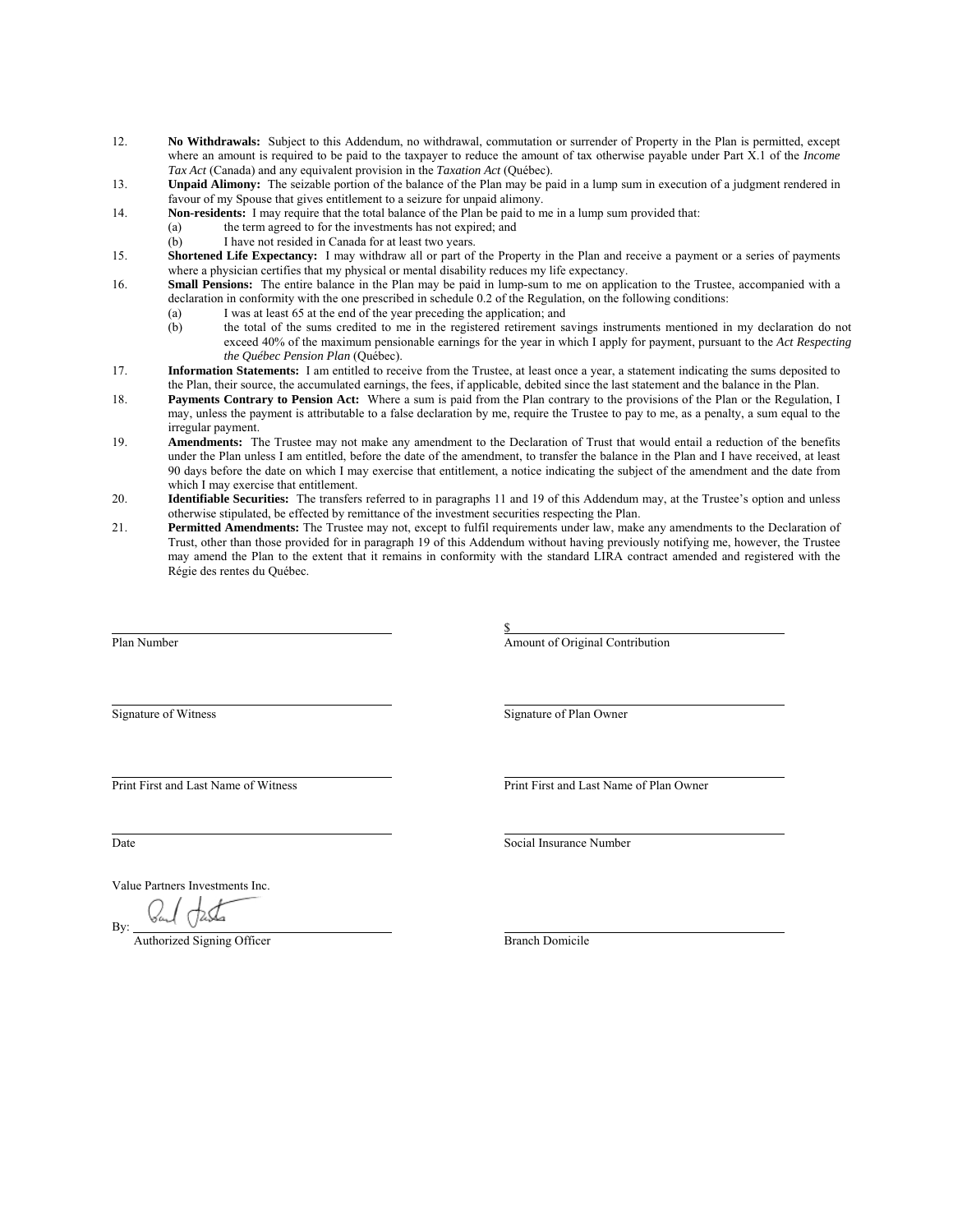12. **No Withdrawals:** Subject to this Addendum, no withdrawal, commutation or surrender of Property in the Plan is permitted, except where an amount is required to be paid to the taxpayer to reduce the amount of tax otherwise payable under Part X.1 of the *Income Tax Act* (Canada) and any equivalent provision in the *Taxation Act* (Québec).

13. **Unpaid Alimony:** The seizable portion of the balance of the Plan may be paid in a lump sum in execution of a judgment rendered in favour of my Spouse that gives entitlement to a seizure for unpaid alimony.

14. **Non-residents:** I may require that the total balance of the Plan be paid to me in a lump sum provided that:
    (a) the term agreed to for the investments has not expired; and
    (b) I have not resided in Canada for at least two years.

15. **Shortened Life Expectancy:** I may withdraw all or part of the Property in the Plan and receive a payment or a series of payments where a physician certifies that my physical or mental disability reduces my life expectancy.

16. **Small Pensions:** The entire balance in the Plan may be paid in lump-sum to me on application to the Trustee, accompanied with a declaration in conformity with the one prescribed in schedule 0.2 of the Regulation, on the following conditions:
    (a) I was at least 65 at the end of the year preceding the application; and
    (b) the total of the sums credited to me in the registered retirement savings instruments mentioned in my declaration do not exceed 40% of the maximum pensionable earnings for the year in which I apply for payment, pursuant to the *Act Respecting the Québec Pension Plan* (Québec).

17. **Information Statements:** I am entitled to receive from the Trustee, at least once a year, a statement indicating the sums deposited to the Plan, their source, the accumulated earnings, the fees, if applicable, debited since the last statement and the balance in the Plan.

18. **Payments Contrary to Pension Act:** Where a sum is paid from the Plan contrary to the provisions of the Plan or the Regulation, I may, unless the payment is attributable to a false declaration by me, require the Trustee to pay to me, as a penalty, a sum equal to the irregular payment.

19. **Amendments:** The Trustee may not make any amendment to the Declaration of Trust that would entail a reduction of the benefits under the Plan unless I am entitled, before the date of the amendment, to transfer the balance in the Plan and I have received, at least 90 days before the date on which I may exercise that entitlement, a notice indicating the subject of the amendment and the date from which I may exercise that entitlement.

20. **Identifiable Securities:** The transfers referred to in paragraphs 11 and 19 of this Addendum may, at the Trustee's option and unless otherwise stipulated, be effected by remittance of the investment securities respecting the Plan.

21. **Permitted Amendments:** The Trustee may not, except to fulfil requirements under law, make any amendments to the Declaration of Trust, other than those provided for in paragraph 19 of this Addendum without having previously notifying me, however, the Trustee may amend the Plan to the extent that it remains in conformity with the standard LIRA contract amended and registered with the Régie des rentes du Québec.

| | |
|---|---|
| ______________________ | $_____________________ |
| Plan Number | Amount of Original Contribution |
| ______________________ | ______________________ |
| Signature of Witness | Signature of Plan Owner |
| ______________________ | ______________________ |
| Print First and Last Name of Witness | Print First and Last Name of Plan Owner |
| ______________________ | ______________________ |
| Date | Social Insurance Number |

Value Partners Investments Inc.

By: ______________________
Authorized Signing Officer

______________________
Branch Domicile